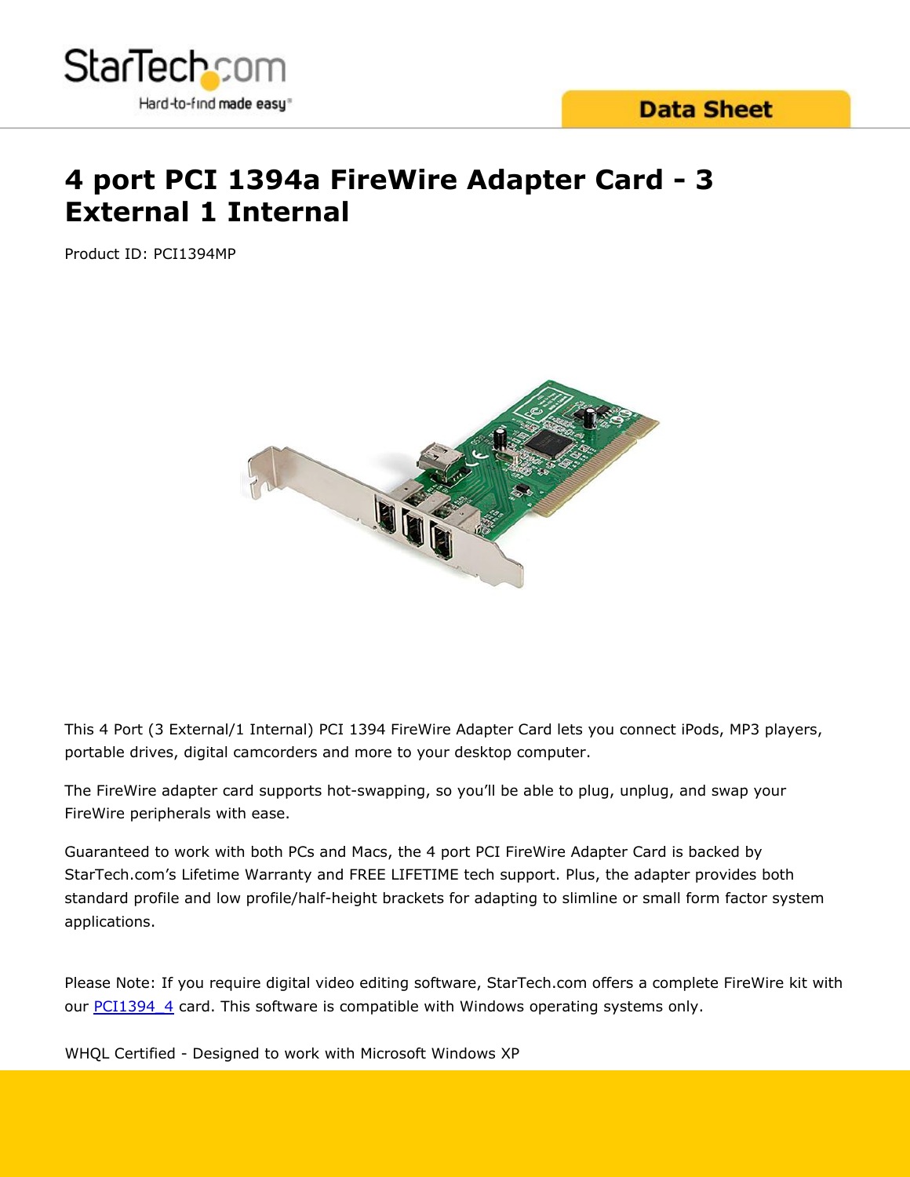# 4 port PCI 1394a FireWire Adapter Card - 3 External 1 Internal

Product ID: PCI1394MP

This 4 Port (3 External/1 Internal) PCI 1394 FireWire Adapter Card lets you connect iPods, MP3 players, portable drives, digital camcorders and more to your desktop computer.

The FireWire adapter card supports hot-swapping, so you'll be able to plug, unplug, and swap your FireWire peripherals with ease.

Guaranteed to work with both PCs and Macs, the 4 port PCI FireWire Adapter Card is backed by StarTech.com's Lifetime Warranty and FREE LIFETIME tech support. Plus, the adapter provides both standard profile and low profile/half-height brackets for adapting to slimline or small form factor system applications.

Please Note: If you require digital video editing software, StarTech.com offers a complete FireWire kit with our PCI1394_4 card. This software is compatible with Windows operating systems only.

WHQL Certified - Designed to work with Microsoft Windows XP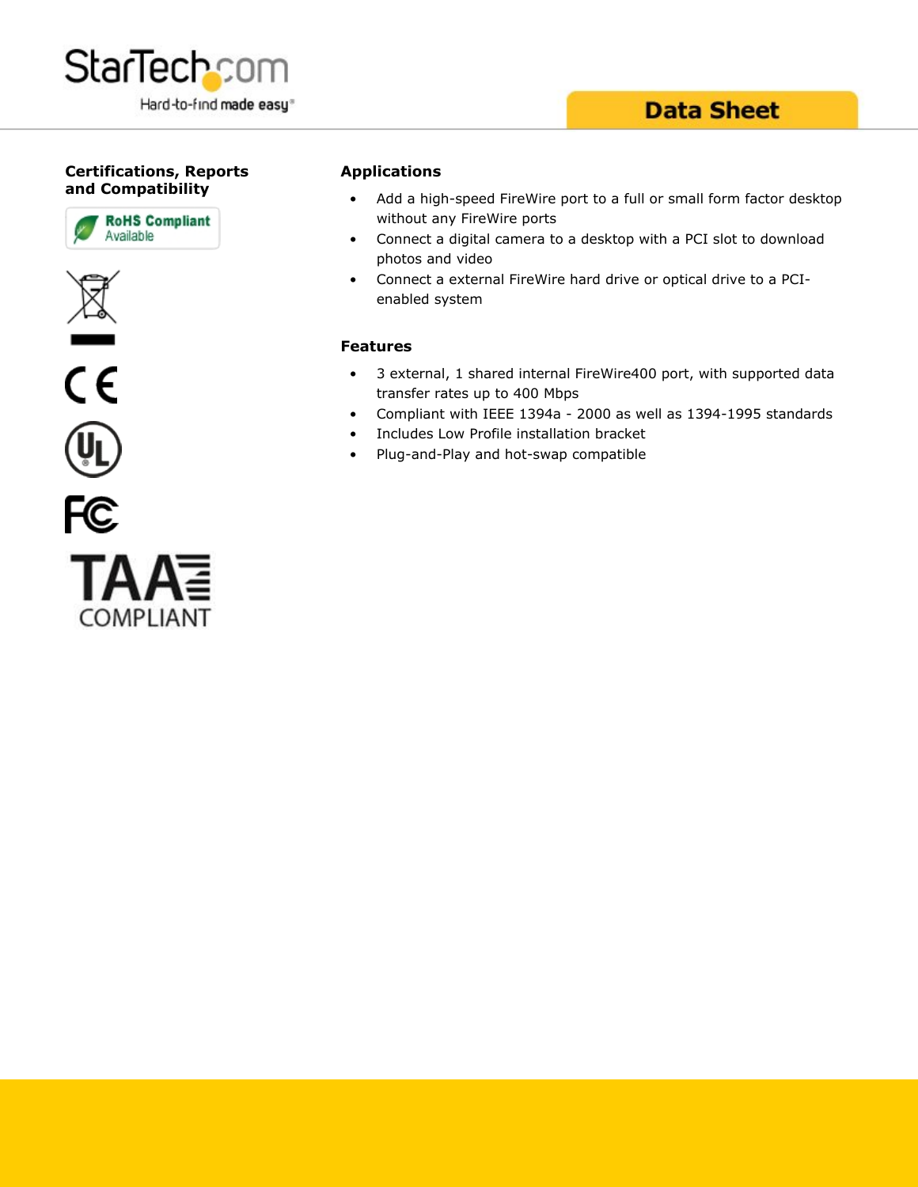## Certifications, Reports and Compatibility

RoHS Compliant Available

TAA COMPLIANT

## Applications

- Add a high-speed FireWire port to a full or small form factor desktop without any FireWire ports
- Connect a digital camera to a desktop with a PCI slot to download photos and video
- Connect a external FireWire hard drive or optical drive to a PCI-enabled system

## Features

- 3 external, 1 shared internal FireWire400 port, with supported data transfer rates up to 400 Mbps
- Compliant with IEEE 1394a - 2000 as well as 1394-1995 standards
- Includes Low Profile installation bracket
- Plug-and-Play and hot-swap compatible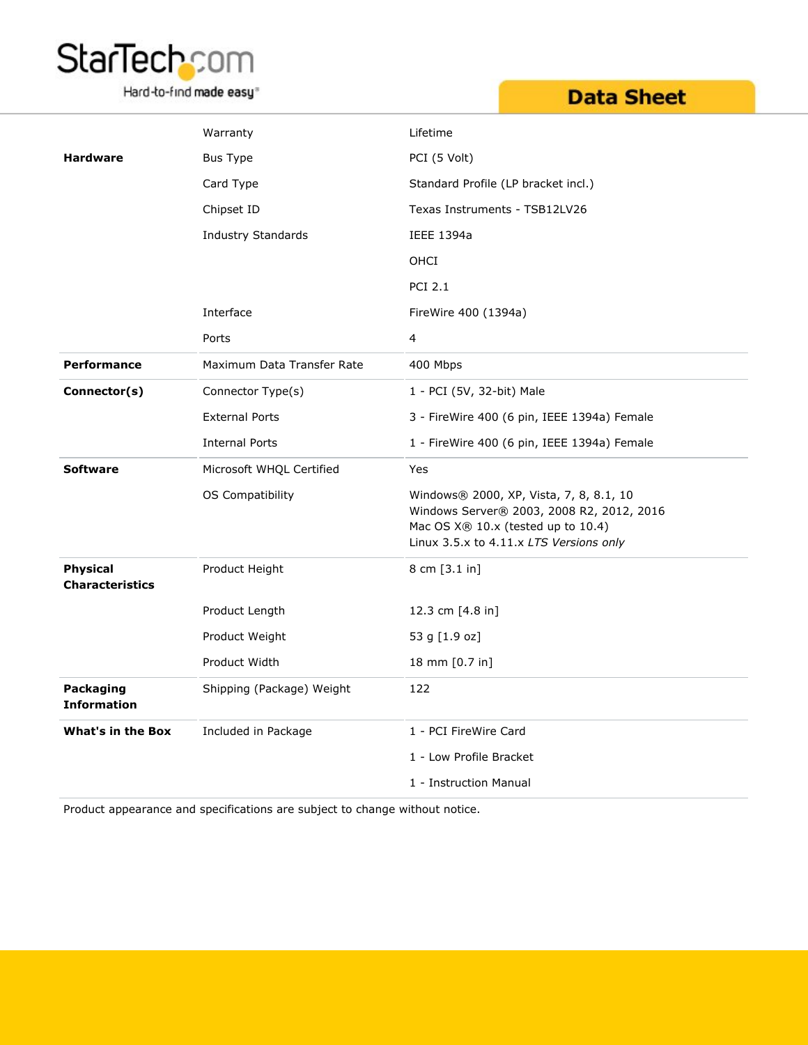| | | |
|---|---|---|
| **Hardware** | Warranty | Lifetime |
| | Bus Type | PCI (5 Volt) |
| | Card Type | Standard Profile (LP bracket incl.) |
| | Chipset ID | Texas Instruments - TSB12LV26 |
| | Industry Standards | IEEE 1394a |
| | | OHCI |
| | | PCI 2.1 |
| | Interface | FireWire 400 (1394a) |
| | Ports | 4 |
| **Performance** | Maximum Data Transfer Rate | 400 Mbps |
| **Connector(s)** | Connector Type(s) | 1 - PCI (5V, 32-bit) Male |
| | External Ports | 3 - FireWire 400 (6 pin, IEEE 1394a) Female |
| | Internal Ports | 1 - FireWire 400 (6 pin, IEEE 1394a) Female |
| **Software** | Microsoft WHQL Certified | Yes |
| | OS Compatibility | Windows® 2000, XP, Vista, 7, 8, 8.1, 10<br>Windows Server® 2003, 2008 R2, 2012, 2016<br>Mac OS X® 10.x (tested up to 10.4)<br>Linux 3.5.x to 4.11.x *LTS Versions only* |
| **Physical Characteristics** | Product Height | 8 cm [3.1 in] |
| | Product Length | 12.3 cm [4.8 in] |
| | Product Weight | 53 g [1.9 oz] |
| | Product Width | 18 mm [0.7 in] |
| **Packaging Information** | Shipping (Package) Weight | 122 |
| **What's in the Box** | Included in Package | 1 - PCI FireWire Card |
| | | 1 - Low Profile Bracket |
| | | 1 - Instruction Manual |

Product appearance and specifications are subject to change without notice.